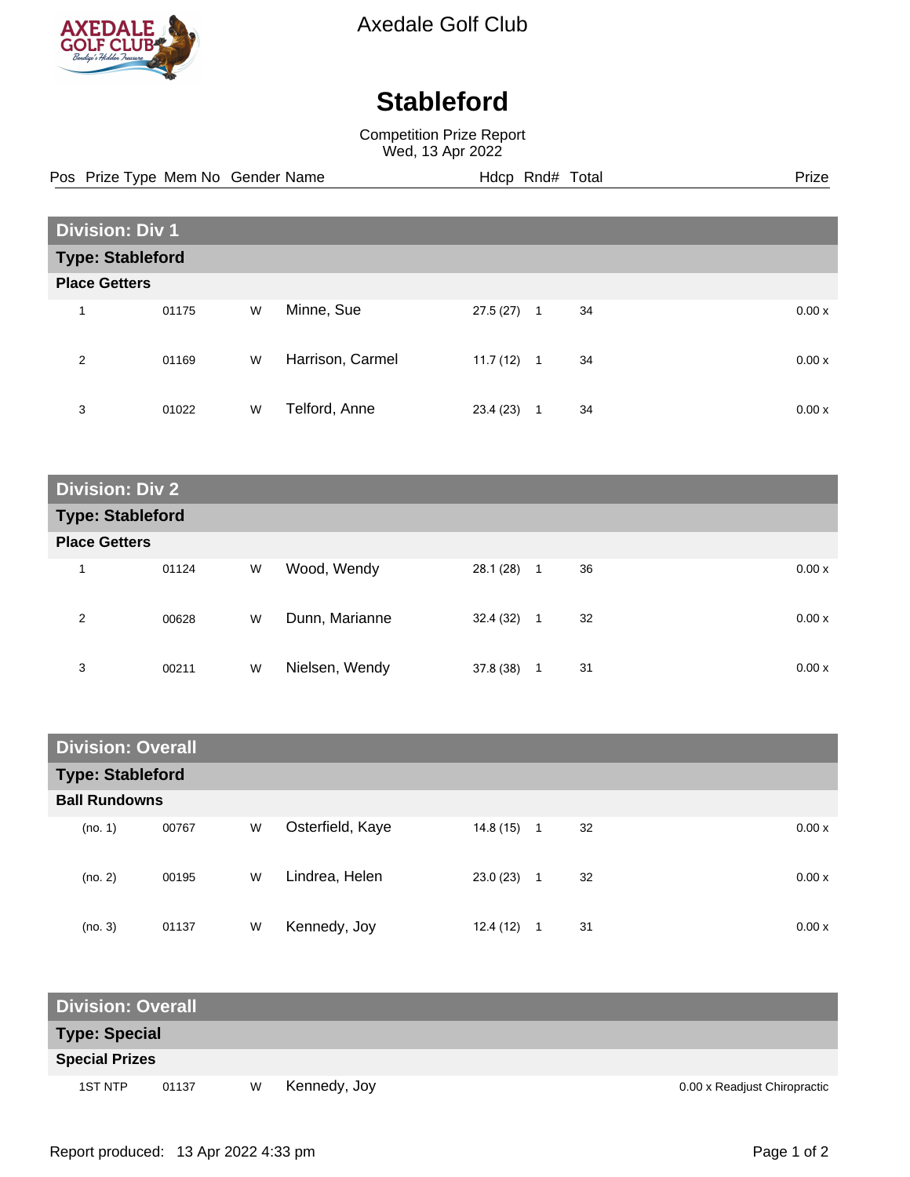Axedale Golf Club

# Stableford

Competition Prize Report
Wed, 13 Apr 2022

| Pos | Prize Type | Mem No | Gender | Name | Hdcp | Rnd# | Total | Prize |
|---|---|---|---|---|---|---|---|---|
| **Division: Div 1** | | | | | | | | |
| **Type: Stableford** | | | | | | | | |
| **Place Getters** | | | | | | | | |
| 1 | | 01175 | W | Minne, Sue | 27.5 (27) | 1 | 34 | 0.00 x |
| 2 | | 01169 | W | Harrison, Carmel | 11.7 (12) | 1 | 34 | 0.00 x |
| 3 | | 01022 | W | Telford, Anne | 23.4 (23) | 1 | 34 | 0.00 x |
| **Division: Div 2** | | | | | | | | |
| **Type: Stableford** | | | | | | | | |
| **Place Getters** | | | | | | | | |
| 1 | | 01124 | W | Wood, Wendy | 28.1 (28) | 1 | 36 | 0.00 x |
| 2 | | 00628 | W | Dunn, Marianne | 32.4 (32) | 1 | 32 | 0.00 x |
| 3 | | 00211 | W | Nielsen, Wendy | 37.8 (38) | 1 | 31 | 0.00 x |
| **Division: Overall** | | | | | | | | |
| **Type: Stableford** | | | | | | | | |
| **Ball Rundowns** | | | | | | | | |
| | (no. 1) | 00767 | W | Osterfield, Kaye | 14.8 (15) | 1 | 32 | 0.00 x |
| | (no. 2) | 00195 | W | Lindrea, Helen | 23.0 (23) | 1 | 32 | 0.00 x |
| | (no. 3) | 01137 | W | Kennedy, Joy | 12.4 (12) | 1 | 31 | 0.00 x |
| **Division: Overall** | | | | | | | | |
| **Type: Special** | | | | | | | | |
| **Special Prizes** | | | | | | | | |
| | 1ST NTP | 01137 | W | Kennedy, Joy | | | | 0.00 x Readjust Chiropractic |

Report produced: 13 Apr 2022 4:33 pm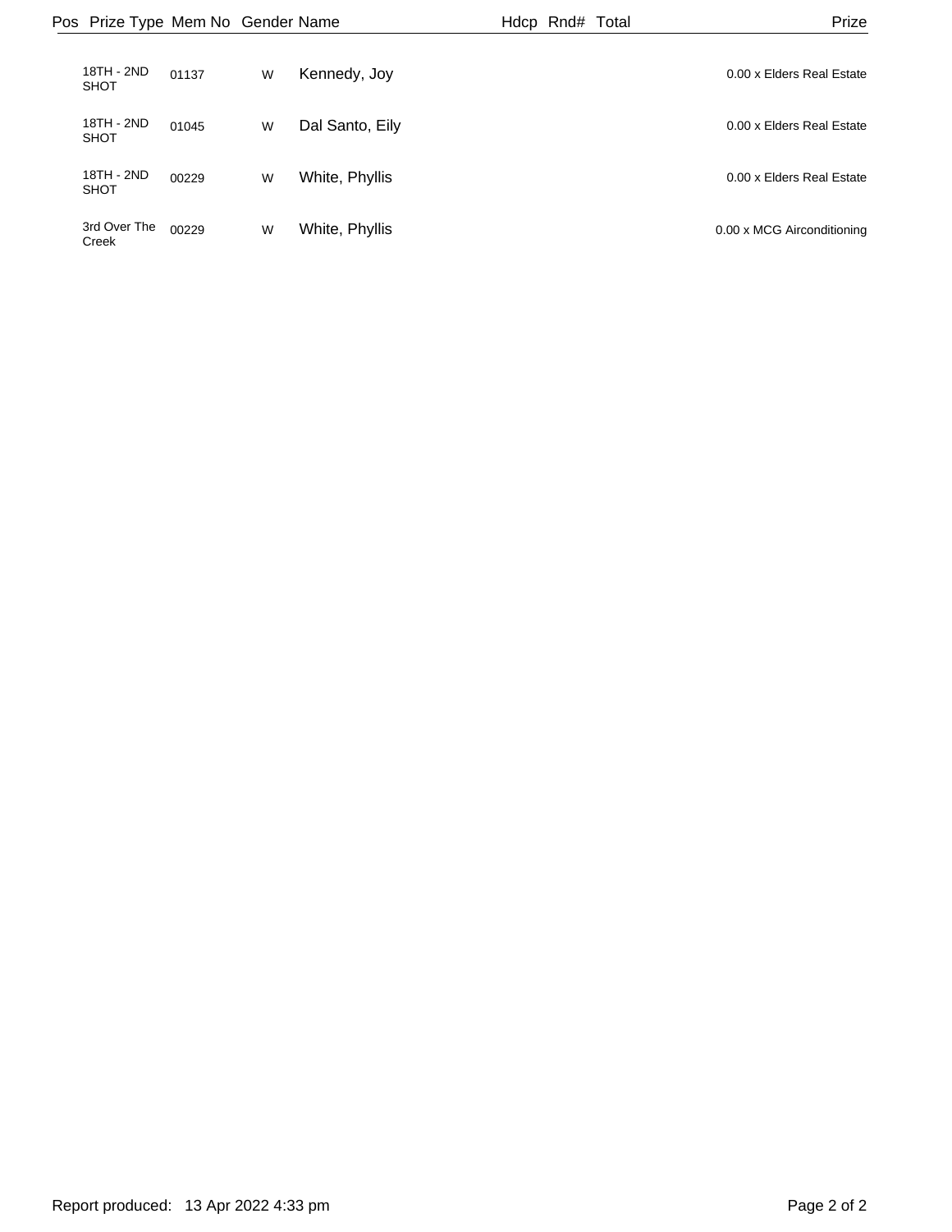| Pos | Prize Type | Mem No | Gender | Name | Hdcp | Rnd# | Total | Prize |
|---|---|---|---|---|---|---|---|---|
| | 18TH - 2ND SHOT | 01137 | W | Kennedy, Joy | | | | 0.00 x Elders Real Estate |
| | 18TH - 2ND SHOT | 01045 | W | Dal Santo, Eily | | | | 0.00 x Elders Real Estate |
| | 18TH - 2ND SHOT | 00229 | W | White, Phyllis | | | | 0.00 x Elders Real Estate |
| | 3rd Over The Creek | 00229 | W | White, Phyllis | | | | 0.00 x MCG Airconditioning |

Report produced: 13 Apr 2022 4:33 pm